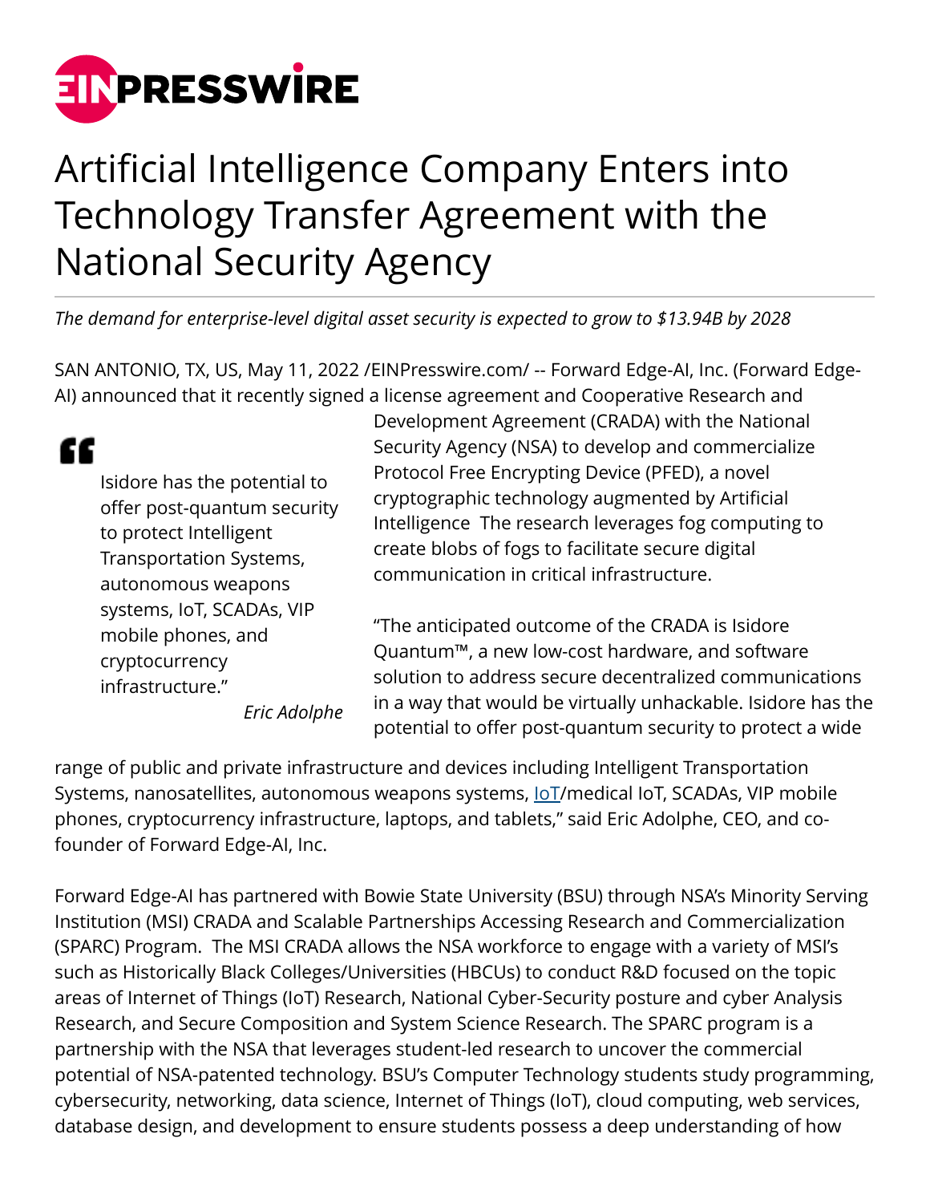# Artificial Intelligence Company Enters into Technology Transfer Agreement with the National Security Agency

*The demand for enterprise-level digital asset security is expected to grow to $13.94B by 2028*

SAN ANTONIO, TX, US, May 11, 2022 /EINPresswire.com/ -- Forward Edge-AI, Inc. (Forward Edge-AI) announced that it recently signed a license agreement and Cooperative Research and Development Agreement (CRADA) with the National Security Agency (NSA) to develop and commercialize Protocol Free Encrypting Device (PFED), a novel cryptographic technology augmented by Artificial Intelligence The research leverages fog computing to create blobs of fogs to facilitate secure digital communication in critical infrastructure.

> Isidore has the potential to offer post-quantum security to protect Intelligent Transportation Systems, autonomous weapons systems, IoT, SCADAs, VIP mobile phones, and cryptocurrency infrastructure.”
>
> *Eric Adolphe*

“The anticipated outcome of the CRADA is Isidore Quantum™, a new low-cost hardware, and software solution to address secure decentralized communications in a way that would be virtually unhackable. Isidore has the potential to offer post-quantum security to protect a wide range of public and private infrastructure and devices including Intelligent Transportation Systems, nanosatellites, autonomous weapons systems, IoT/medical IoT, SCADAs, VIP mobile phones, cryptocurrency infrastructure, laptops, and tablets,” said Eric Adolphe, CEO, and co-founder of Forward Edge-AI, Inc.

Forward Edge-AI has partnered with Bowie State University (BSU) through NSA’s Minority Serving Institution (MSI) CRADA and Scalable Partnerships Accessing Research and Commercialization (SPARC) Program. The MSI CRADA allows the NSA workforce to engage with a variety of MSI’s such as Historically Black Colleges/Universities (HBCUs) to conduct R&D focused on the topic areas of Internet of Things (IoT) Research, National Cyber-Security posture and cyber Analysis Research, and Secure Composition and System Science Research. The SPARC program is a partnership with the NSA that leverages student-led research to uncover the commercial potential of NSA-patented technology. BSU’s Computer Technology students study programming, cybersecurity, networking, data science, Internet of Things (IoT), cloud computing, web services, database design, and development to ensure students possess a deep understanding of how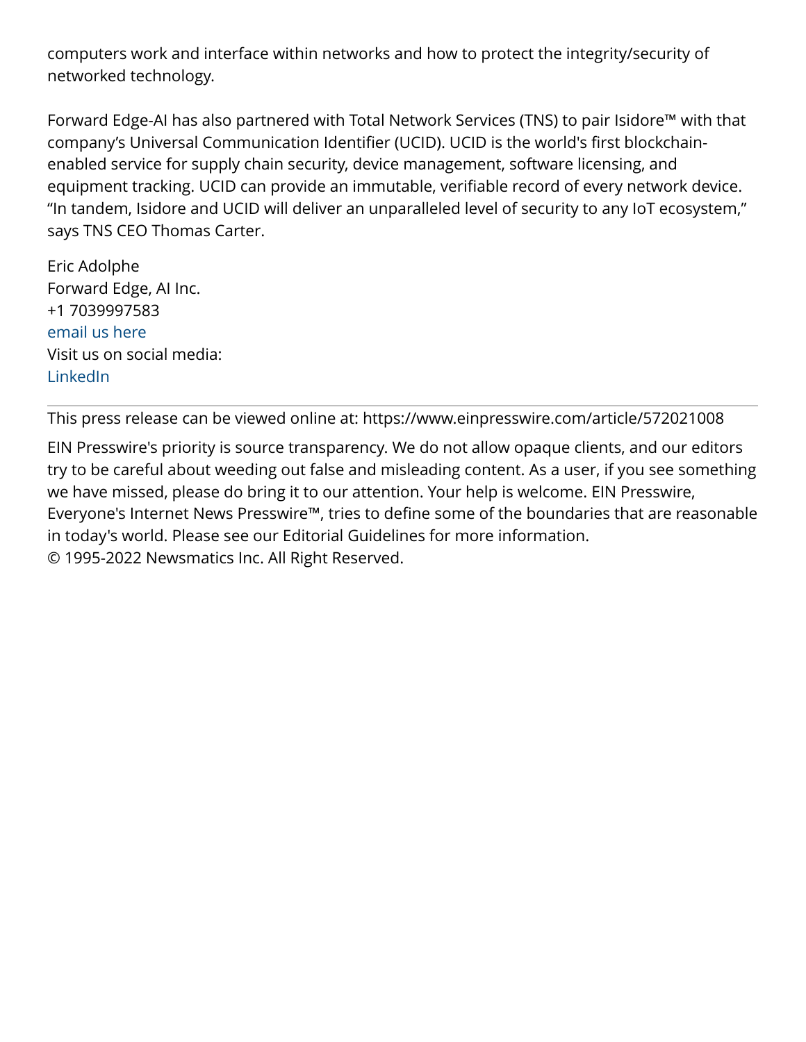computers work and interface within networks and how to protect the integrity/security of networked technology.

Forward Edge-AI has also partnered with Total Network Services (TNS) to pair Isidore™ with that company's Universal Communication Identifier (UCID). UCID is the world's first blockchain-enabled service for supply chain security, device management, software licensing, and equipment tracking. UCID can provide an immutable, verifiable record of every network device. "In tandem, Isidore and UCID will deliver an unparalleled level of security to any IoT ecosystem," says TNS CEO Thomas Carter.

Eric Adolphe
Forward Edge, AI Inc.
+1 7039997583
email us here
Visit us on social media:
LinkedIn

---

This press release can be viewed online at: https://www.einpresswire.com/article/572021008

EIN Presswire's priority is source transparency. We do not allow opaque clients, and our editors try to be careful about weeding out false and misleading content. As a user, if you see something we have missed, please do bring it to our attention. Your help is welcome. EIN Presswire, Everyone's Internet News Presswire™, tries to define some of the boundaries that are reasonable in today's world. Please see our Editorial Guidelines for more information.
© 1995-2022 Newsmatics Inc. All Right Reserved.